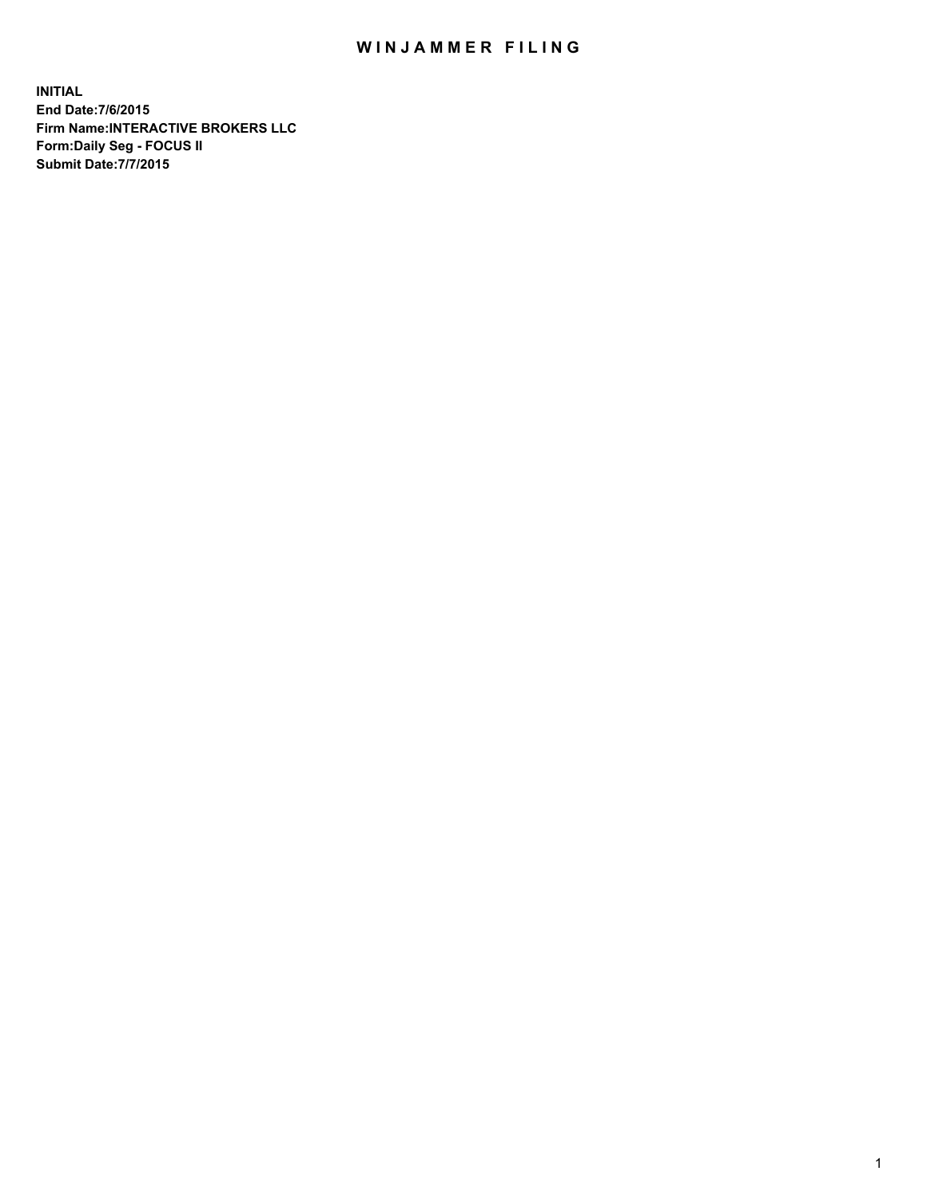# WINJAMMER FILING

**INITIAL**
**End Date:7/6/2015**
**Firm Name:INTERACTIVE BROKERS LLC**
**Form:Daily Seg - FOCUS II**
**Submit Date:7/7/2015**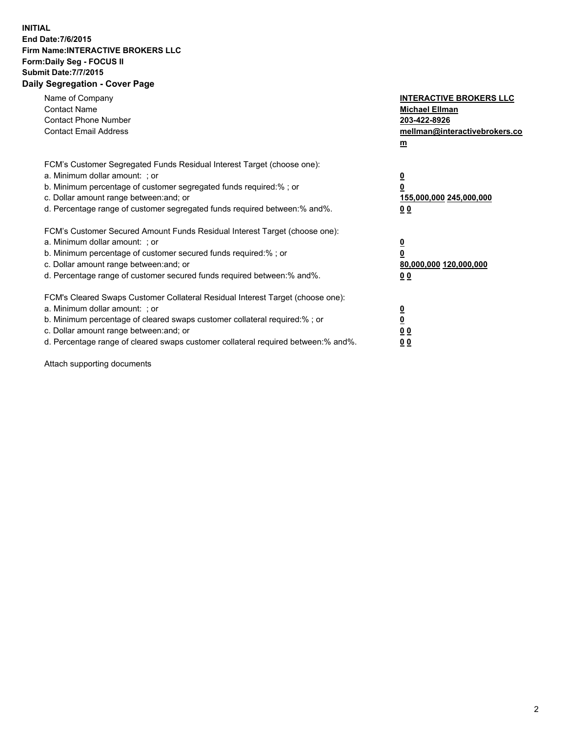**INITIAL**
**End Date:7/6/2015**
**Firm Name:INTERACTIVE BROKERS LLC**
**Form:Daily Seg - FOCUS II**
**Submit Date:7/7/2015**
**Daily Segregation - Cover Page**

| | |
|---|---|
| Name of Company | **INTERACTIVE BROKERS LLC** |
| Contact Name | **Michael Ellman** |
| Contact Phone Number | **203-422-8926** |
| Contact Email Address | **mellman@interactivebrokers.com** |

FCM's Customer Segregated Funds Residual Interest Target (choose one):

| | |
|---|---|
| a. Minimum dollar amount: ; or | **0** |
| b. Minimum percentage of customer segregated funds required:% ; or | **0** |
| c. Dollar amount range between:and; or | **155,000,000 245,000,000** |
| d. Percentage range of customer segregated funds required between:% and%. | **0 0** |

FCM's Customer Secured Amount Funds Residual Interest Target (choose one):

| | |
|---|---|
| a. Minimum dollar amount: ; or | **0** |
| b. Minimum percentage of customer secured funds required:% ; or | **0** |
| c. Dollar amount range between:and; or | **80,000,000 120,000,000** |
| d. Percentage range of customer secured funds required between:% and%. | **0 0** |

FCM's Cleared Swaps Customer Collateral Residual Interest Target (choose one):

| | |
|---|---|
| a. Minimum dollar amount: ; or | **0** |
| b. Minimum percentage of cleared swaps customer collateral required:% ; or | **0** |
| c. Dollar amount range between:and; or | **0 0** |
| d. Percentage range of cleared swaps customer collateral required between:% and%. | **0 0** |

Attach supporting documents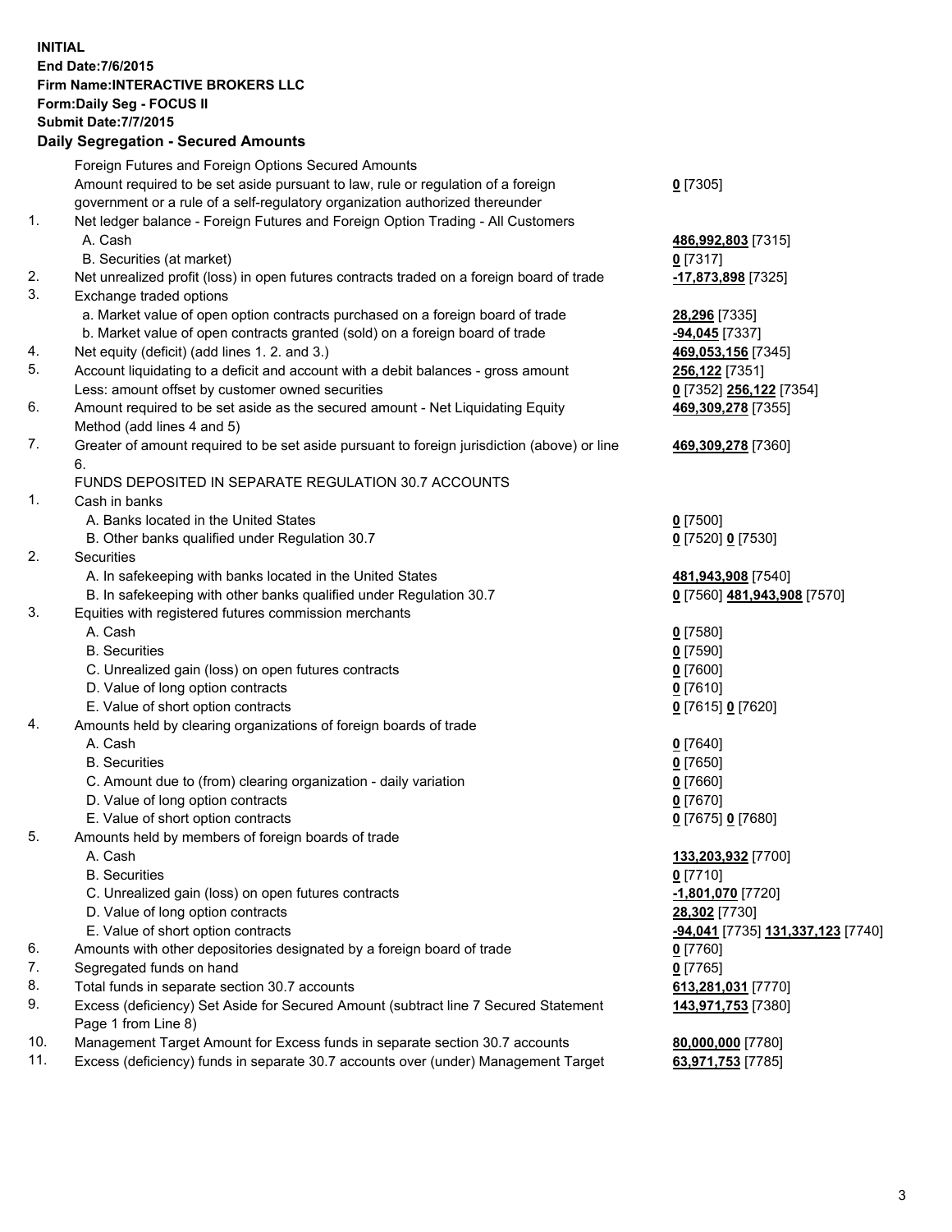**INITIAL**
**End Date:7/6/2015**
**Firm Name:INTERACTIVE BROKERS LLC**
**Form:Daily Seg - FOCUS II**
**Submit Date:7/7/2015**

## Daily Segregation - Secured Amounts

| | | |
|---|---|---|
| | Foreign Futures and Foreign Options Secured Amounts | |
| | Amount required to be set aside pursuant to law, rule or regulation of a foreign government or a rule of a self-regulatory organization authorized thereunder | **0** [7305] |
| 1. | Net ledger balance - Foreign Futures and Foreign Option Trading - All Customers | |
| | A. Cash | **486,992,803** [7315] |
| | B. Securities (at market) | **0** [7317] |
| 2. | Net unrealized profit (loss) in open futures contracts traded on a foreign board of trade | **-17,873,898** [7325] |
| 3. | Exchange traded options | |
| | a. Market value of open option contracts purchased on a foreign board of trade | **28,296** [7335] |
| | b. Market value of open contracts granted (sold) on a foreign board of trade | **-94,045** [7337] |
| 4. | Net equity (deficit) (add lines 1. 2. and 3.) | **469,053,156** [7345] |
| 5. | Account liquidating to a deficit and account with a debit balances - gross amount | **256,122** [7351] |
| | Less: amount offset by customer owned securities | **0** [7352] **256,122** [7354] |
| 6. | Amount required to be set aside as the secured amount - Net Liquidating Equity Method (add lines 4 and 5) | **469,309,278** [7355] |
| 7. | Greater of amount required to be set aside pursuant to foreign jurisdiction (above) or line 6. | **469,309,278** [7360] |
| | FUNDS DEPOSITED IN SEPARATE REGULATION 30.7 ACCOUNTS | |
| 1. | Cash in banks | |
| | A. Banks located in the United States | **0** [7500] |
| | B. Other banks qualified under Regulation 30.7 | **0** [7520] **0** [7530] |
| 2. | Securities | |
| | A. In safekeeping with banks located in the United States | **481,943,908** [7540] |
| | B. In safekeeping with other banks qualified under Regulation 30.7 | **0** [7560] **481,943,908** [7570] |
| 3. | Equities with registered futures commission merchants | |
| | A. Cash | **0** [7580] |
| | B. Securities | **0** [7590] |
| | C. Unrealized gain (loss) on open futures contracts | **0** [7600] |
| | D. Value of long option contracts | **0** [7610] |
| | E. Value of short option contracts | **0** [7615] **0** [7620] |
| 4. | Amounts held by clearing organizations of foreign boards of trade | |
| | A. Cash | **0** [7640] |
| | B. Securities | **0** [7650] |
| | C. Amount due to (from) clearing organization - daily variation | **0** [7660] |
| | D. Value of long option contracts | **0** [7670] |
| | E. Value of short option contracts | **0** [7675] **0** [7680] |
| 5. | Amounts held by members of foreign boards of trade | |
| | A. Cash | **133,203,932** [7700] |
| | B. Securities | **0** [7710] |
| | C. Unrealized gain (loss) on open futures contracts | **-1,801,070** [7720] |
| | D. Value of long option contracts | **28,302** [7730] |
| | E. Value of short option contracts | **-94,041** [7735] **131,337,123** [7740] |
| 6. | Amounts with other depositories designated by a foreign board of trade | **0** [7760] |
| 7. | Segregated funds on hand | **0** [7765] |
| 8. | Total funds in separate section 30.7 accounts | **613,281,031** [7770] |
| 9. | Excess (deficiency) Set Aside for Secured Amount (subtract line 7 Secured Statement Page 1 from Line 8) | **143,971,753** [7380] |
| 10. | Management Target Amount for Excess funds in separate section 30.7 accounts | **80,000,000** [7780] |
| 11. | Excess (deficiency) funds in separate 30.7 accounts over (under) Management Target | **63,971,753** [7785] |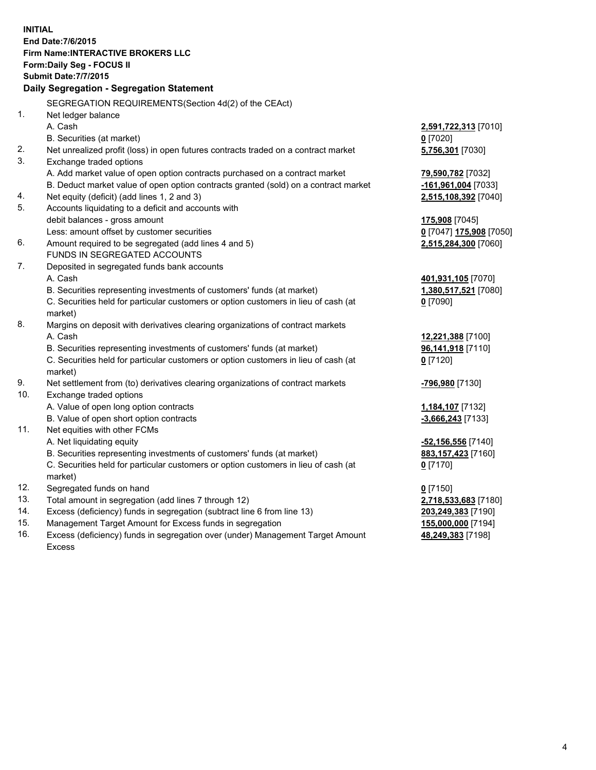**INITIAL**
**End Date:7/6/2015**
**Firm Name:INTERACTIVE BROKERS LLC**
**Form:Daily Seg - FOCUS II**
**Submit Date:7/7/2015**

## Daily Segregation - Segregation Statement

SEGREGATION REQUIREMENTS(Section 4d(2) of the CEAct)

| | | |
|---|---|---|
| 1. | Net ledger balance | |
| | A. Cash | **2,591,722,313** [7010] |
| | B. Securities (at market) | **0** [7020] |
| 2. | Net unrealized profit (loss) in open futures contracts traded on a contract market | **5,756,301** [7030] |
| 3. | Exchange traded options | |
| | A. Add market value of open option contracts purchased on a contract market | **79,590,782** [7032] |
| | B. Deduct market value of open option contracts granted (sold) on a contract market | **-161,961,004** [7033] |
| 4. | Net equity (deficit) (add lines 1, 2 and 3) | **2,515,108,392** [7040] |
| 5. | Accounts liquidating to a deficit and accounts with debit balances - gross amount | **175,908** [7045] |
| | Less: amount offset by customer securities | **0** [7047] **175,908** [7050] |
| 6. | Amount required to be segregated (add lines 4 and 5) | **2,515,284,300** [7060] |
| | FUNDS IN SEGREGATED ACCOUNTS | |
| 7. | Deposited in segregated funds bank accounts | |
| | A. Cash | **401,931,105** [7070] |
| | B. Securities representing investments of customers' funds (at market) | **1,380,517,521** [7080] |
| | C. Securities held for particular customers or option customers in lieu of cash (at market) | **0** [7090] |
| 8. | Margins on deposit with derivatives clearing organizations of contract markets | |
| | A. Cash | **12,221,388** [7100] |
| | B. Securities representing investments of customers' funds (at market) | **96,141,918** [7110] |
| | C. Securities held for particular customers or option customers in lieu of cash (at market) | **0** [7120] |
| 9. | Net settlement from (to) derivatives clearing organizations of contract markets | **-796,980** [7130] |
| 10. | Exchange traded options | |
| | A. Value of open long option contracts | **1,184,107** [7132] |
| | B. Value of open short option contracts | **-3,666,243** [7133] |
| 11. | Net equities with other FCMs | |
| | A. Net liquidating equity | **-52,156,556** [7140] |
| | B. Securities representing investments of customers' funds (at market) | **883,157,423** [7160] |
| | C. Securities held for particular customers or option customers in lieu of cash (at market) | **0** [7170] |
| 12. | Segregated funds on hand | **0** [7150] |
| 13. | Total amount in segregation (add lines 7 through 12) | **2,718,533,683** [7180] |
| 14. | Excess (deficiency) funds in segregation (subtract line 6 from line 13) | **203,249,383** [7190] |
| 15. | Management Target Amount for Excess funds in segregation | **155,000,000** [7194] |
| 16. | Excess (deficiency) funds in segregation over (under) Management Target Amount Excess | **48,249,383** [7198] |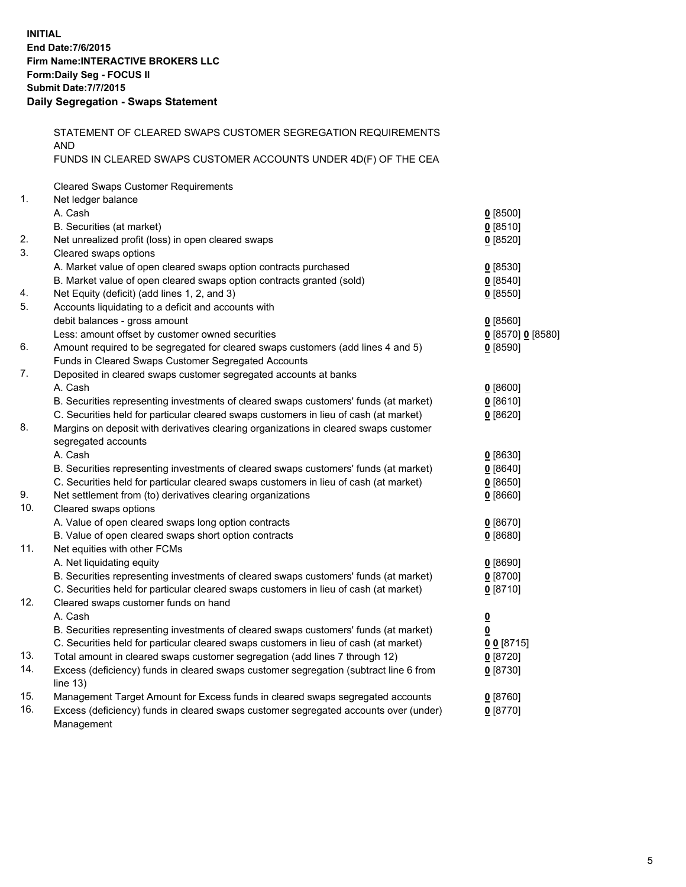**INITIAL**
**End Date:7/6/2015**
**Firm Name:INTERACTIVE BROKERS LLC**
**Form:Daily Seg - FOCUS II**
**Submit Date:7/7/2015**
**Daily Segregation - Swaps Statement**

STATEMENT OF CLEARED SWAPS CUSTOMER SEGREGATION REQUIREMENTS AND FUNDS IN CLEARED SWAPS CUSTOMER ACCOUNTS UNDER 4D(F) OF THE CEA

| | | |
|---|---|---|
| | Cleared Swaps Customer Requirements | |
| 1. | Net ledger balance | |
| | A. Cash | 0 [8500] |
| | B. Securities (at market) | 0 [8510] |
| 2. | Net unrealized profit (loss) in open cleared swaps | 0 [8520] |
| 3. | Cleared swaps options | |
| | A. Market value of open cleared swaps option contracts purchased | 0 [8530] |
| | B. Market value of open cleared swaps option contracts granted (sold) | 0 [8540] |
| 4. | Net Equity (deficit) (add lines 1, 2, and 3) | 0 [8550] |
| 5. | Accounts liquidating to a deficit and accounts with | |
| | debit balances - gross amount | 0 [8560] |
| | Less: amount offset by customer owned securities | 0 [8570] 0 [8580] |
| 6. | Amount required to be segregated for cleared swaps customers (add lines 4 and 5) | 0 [8590] |
| | Funds in Cleared Swaps Customer Segregated Accounts | |
| 7. | Deposited in cleared swaps customer segregated accounts at banks | |
| | A. Cash | 0 [8600] |
| | B. Securities representing investments of cleared swaps customers' funds (at market) | 0 [8610] |
| | C. Securities held for particular cleared swaps customers in lieu of cash (at market) | 0 [8620] |
| 8. | Margins on deposit with derivatives clearing organizations in cleared swaps customer segregated accounts | |
| | A. Cash | 0 [8630] |
| | B. Securities representing investments of cleared swaps customers' funds (at market) | 0 [8640] |
| | C. Securities held for particular cleared swaps customers in lieu of cash (at market) | 0 [8650] |
| 9. | Net settlement from (to) derivatives clearing organizations | 0 [8660] |
| 10. | Cleared swaps options | |
| | A. Value of open cleared swaps long option contracts | 0 [8670] |
| | B. Value of open cleared swaps short option contracts | 0 [8680] |
| 11. | Net equities with other FCMs | |
| | A. Net liquidating equity | 0 [8690] |
| | B. Securities representing investments of cleared swaps customers' funds (at market) | 0 [8700] |
| | C. Securities held for particular cleared swaps customers in lieu of cash (at market) | 0 [8710] |
| 12. | Cleared swaps customer funds on hand | |
| | A. Cash | 0 |
| | B. Securities representing investments of cleared swaps customers' funds (at market) | 0 |
| | C. Securities held for particular cleared swaps customers in lieu of cash (at market) | 0 0 [8715] |
| 13. | Total amount in cleared swaps customer segregation (add lines 7 through 12) | 0 [8720] |
| 14. | Excess (deficiency) funds in cleared swaps customer segregation (subtract line 6 from line 13) | 0 [8730] |
| 15. | Management Target Amount for Excess funds in cleared swaps segregated accounts | 0 [8760] |
| 16. | Excess (deficiency) funds in cleared swaps customer segregated accounts over (under) Management | 0 [8770] |